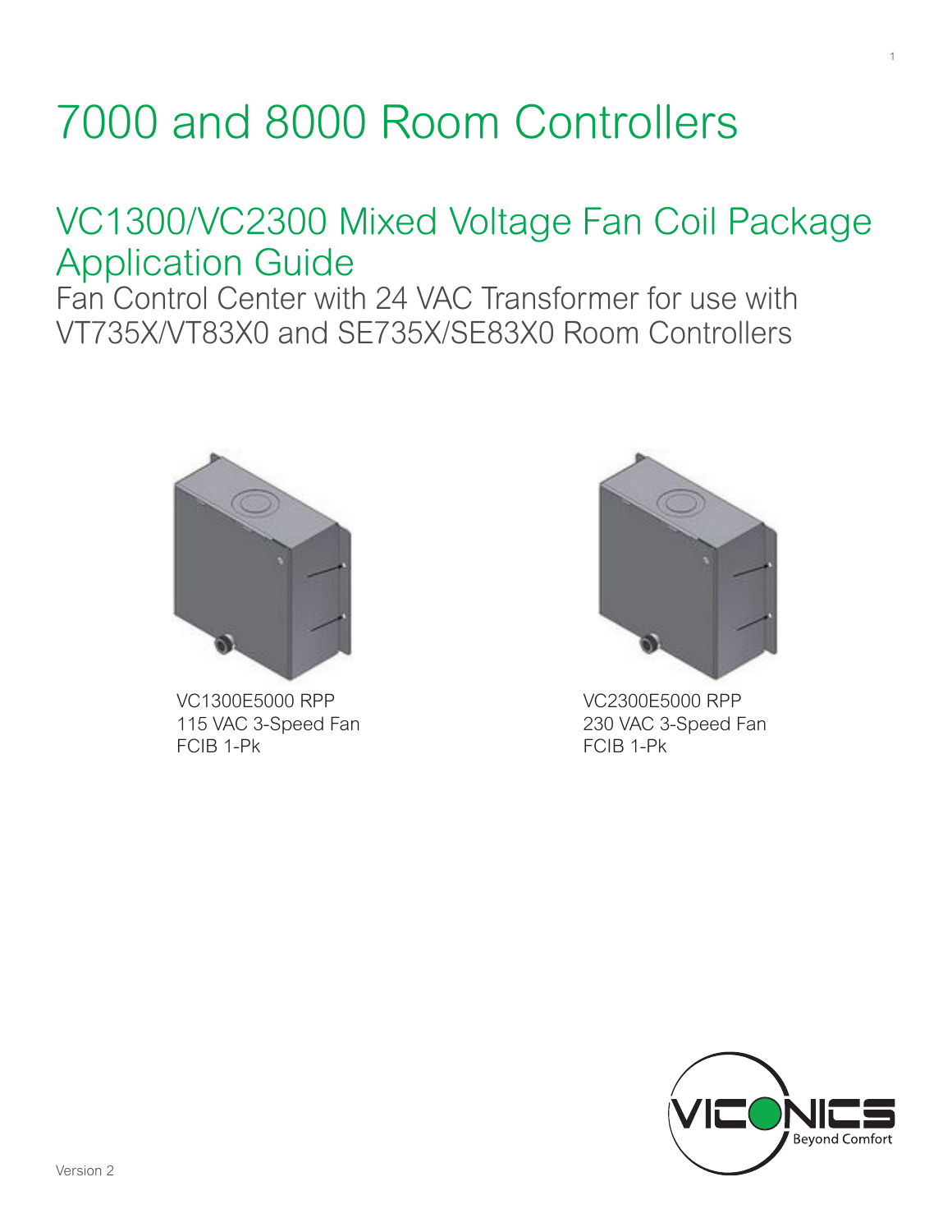# 7000 and 8000 Room Controllers

## VC1300/VC2300 Mixed Voltage Fan Coil Package Application Guide

Fan Control Center with 24 VAC Transformer for use with VT735X/VT83X0 and SE735X/SE83X0 Room Controllers

VC1300E5000 RPP
115 VAC 3-Speed Fan
FCIB 1-Pk

VC2300E5000 RPP
230 VAC 3-Speed Fan
FCIB 1-Pk

VICONICS
Beyond Comfort

Version 2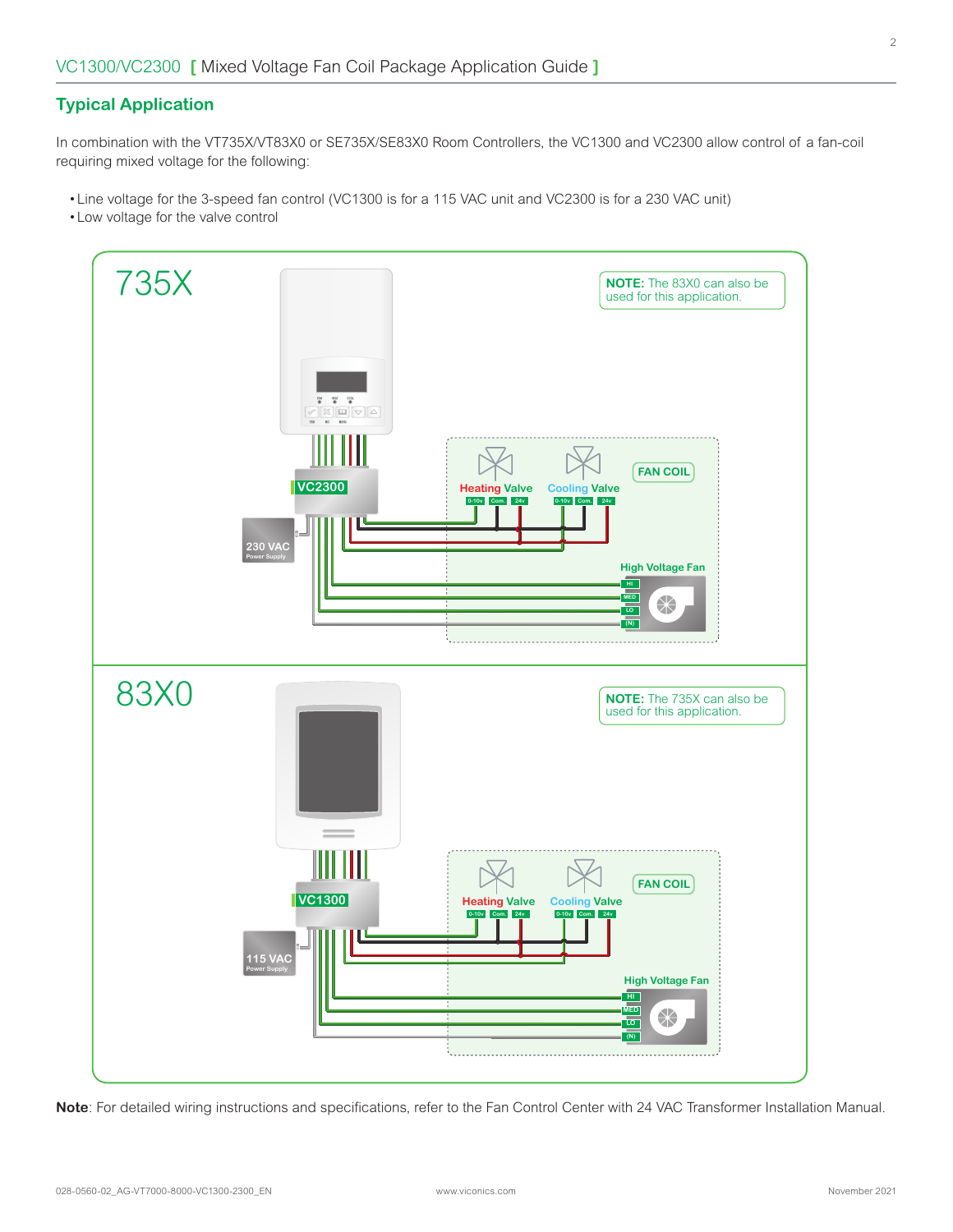## Typical Application

In combination with the VT735X/VT83X0 or SE735X/SE83X0 Room Controllers, the VC1300 and VC2300 allow control of a fan-coil requiring mixed voltage for the following:

- Line voltage for the 3-speed fan control (VC1300 is for a 115 VAC unit and VC2300 is for a 230 VAC unit)
- Low voltage for the valve control

735X

NOTE: The 83X0 can also be used for this application.

VC2300

230 VAC
Power Supply

Heating Valve
0-10v Com. 24v

Cooling Valve
0-10v Com. 24v

FAN COIL

High Voltage Fan
HI
MED
LO
(N)

83X0

NOTE: The 735X can also be used for this application.

VC1300

115 VAC
Power Supply

Heating Valve
0-10v Com. 24v

Cooling Valve
0-10v Com. 24v

FAN COIL

High Voltage Fan
HI
MED
LO
(N)

**Note**: For detailed wiring instructions and specifications, refer to the Fan Control Center with 24 VAC Transformer Installation Manual.